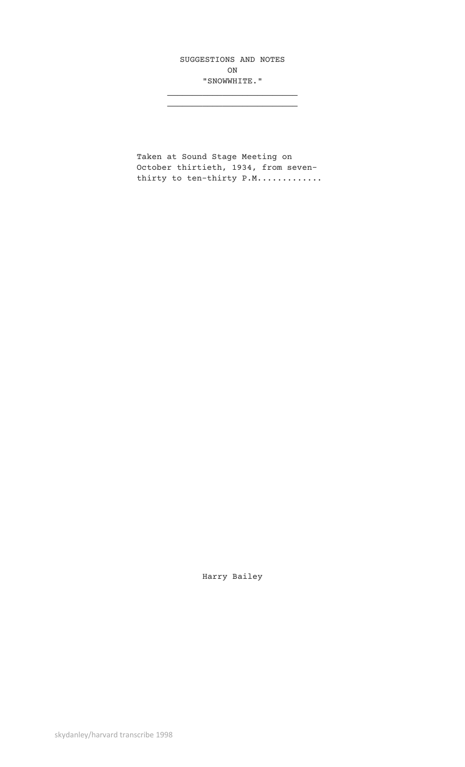# SUGGESTIONS AND NOTES
# ON
# "SNOWWHITE."

---

Taken at Sound Stage Meeting on October thirtieth, 1934, from seven-thirty to ten-thirty P.M.............

Harry Bailey

skydanley/harvard transcribe 1998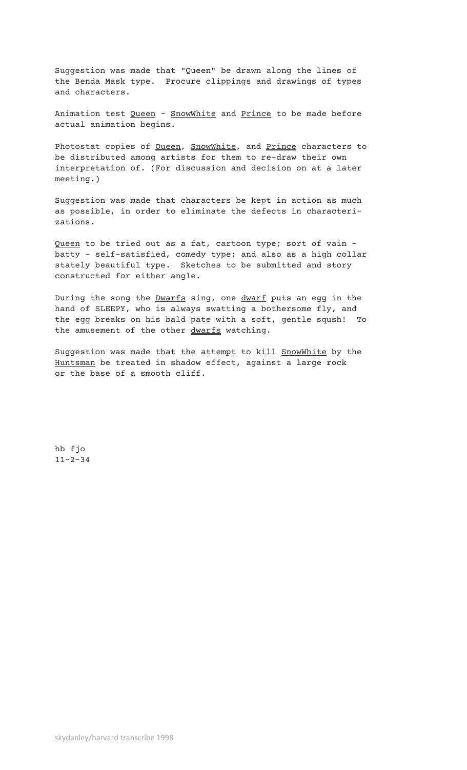Suggestion was made that "Queen" be drawn along the lines of the Benda Mask type. Procure clippings and drawings of types and characters.

Animation test Queen - SnowWhite and Prince to be made before actual animation begins.

Photostat copies of Queen, SnowWhite, and Prince characters to be distributed among artists for them to re-draw their own interpretation of. (For discussion and decision on at a later meeting.)

Suggestion was made that characters be kept in action as much as possible, in order to eliminate the defects in characterizations.

Queen to be tried out as a fat, cartoon type; sort of vain - batty - self-satisfied, comedy type; and also as a high collar stately beautiful type. Sketches to be submitted and story constructed for either angle.

During the song the Dwarfs sing, one dwarf puts an egg in the hand of SLEEPY, who is always swatting a bothersome fly, and the egg breaks on his bald pate with a soft, gentle sqush! To the amusement of the other dwarfs watching.

Suggestion was made that the attempt to kill SnowWhite by the Huntsman be treated in shadow effect, against a large rock or the base of a smooth cliff.

hb fjo
11-2-34

skydanley/harvard transcribe 1998